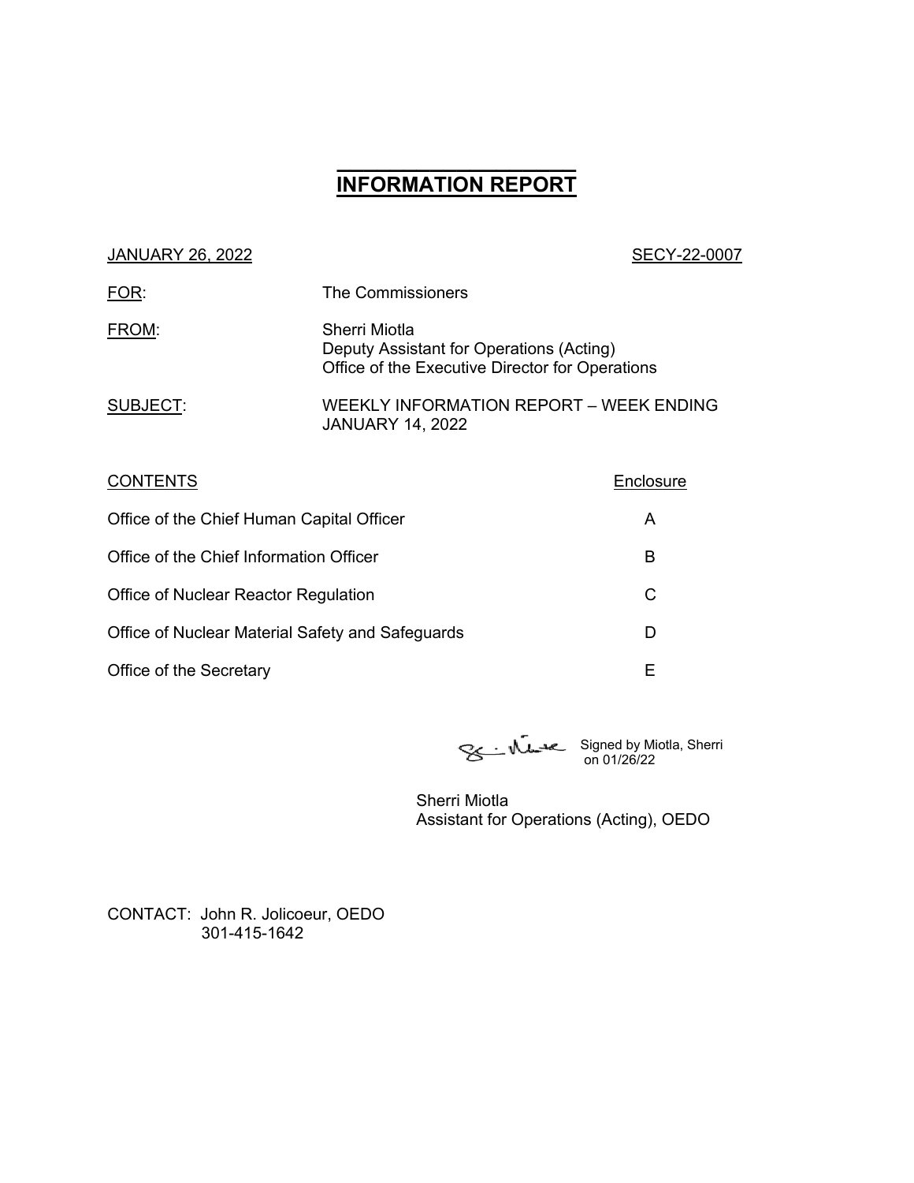# INFORMATION REPORT

JANUARY 26, 2022 SECY-22-0007

FOR: The Commissioners

FROM: Sherri Miotla
Deputy Assistant for Operations (Acting)
Office of the Executive Director for Operations

SUBJECT: WEEKLY INFORMATION REPORT – WEEK ENDING JANUARY 14, 2022

| CONTENTS | Enclosure |
|---|---|
| Office of the Chief Human Capital Officer | A |
| Office of the Chief Information Officer | B |
| Office of Nuclear Reactor Regulation | C |
| Office of Nuclear Material Safety and Safeguards | D |
| Office of the Secretary | E |

Signed by Miotla, Sherri on 01/26/22

Sherri Miotla
Assistant for Operations (Acting), OEDO

CONTACT: John R. Jolicoeur, OEDO
301-415-1642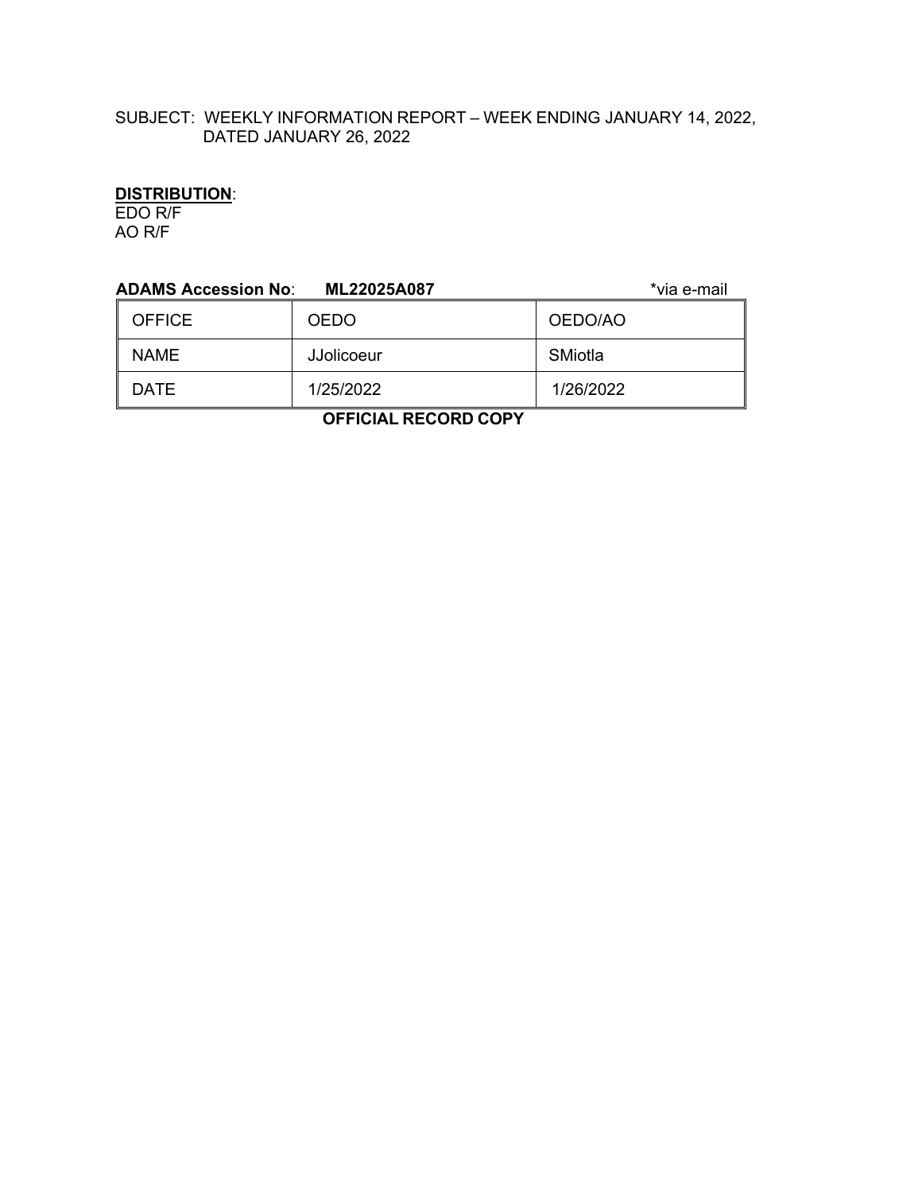SUBJECT: WEEKLY INFORMATION REPORT – WEEK ENDING JANUARY 14, 2022, DATED JANUARY 26, 2022

**DISTRIBUTION**:
EDO R/F
AO R/F

**ADAMS Accession No**: **ML22025A087** *via e-mail

| OFFICE | OEDO | OEDO/AO |
|---|---|---|
| NAME | JJolicoeur | SMiotla |
| DATE | 1/25/2022 | 1/26/2022 |

**OFFICIAL RECORD COPY**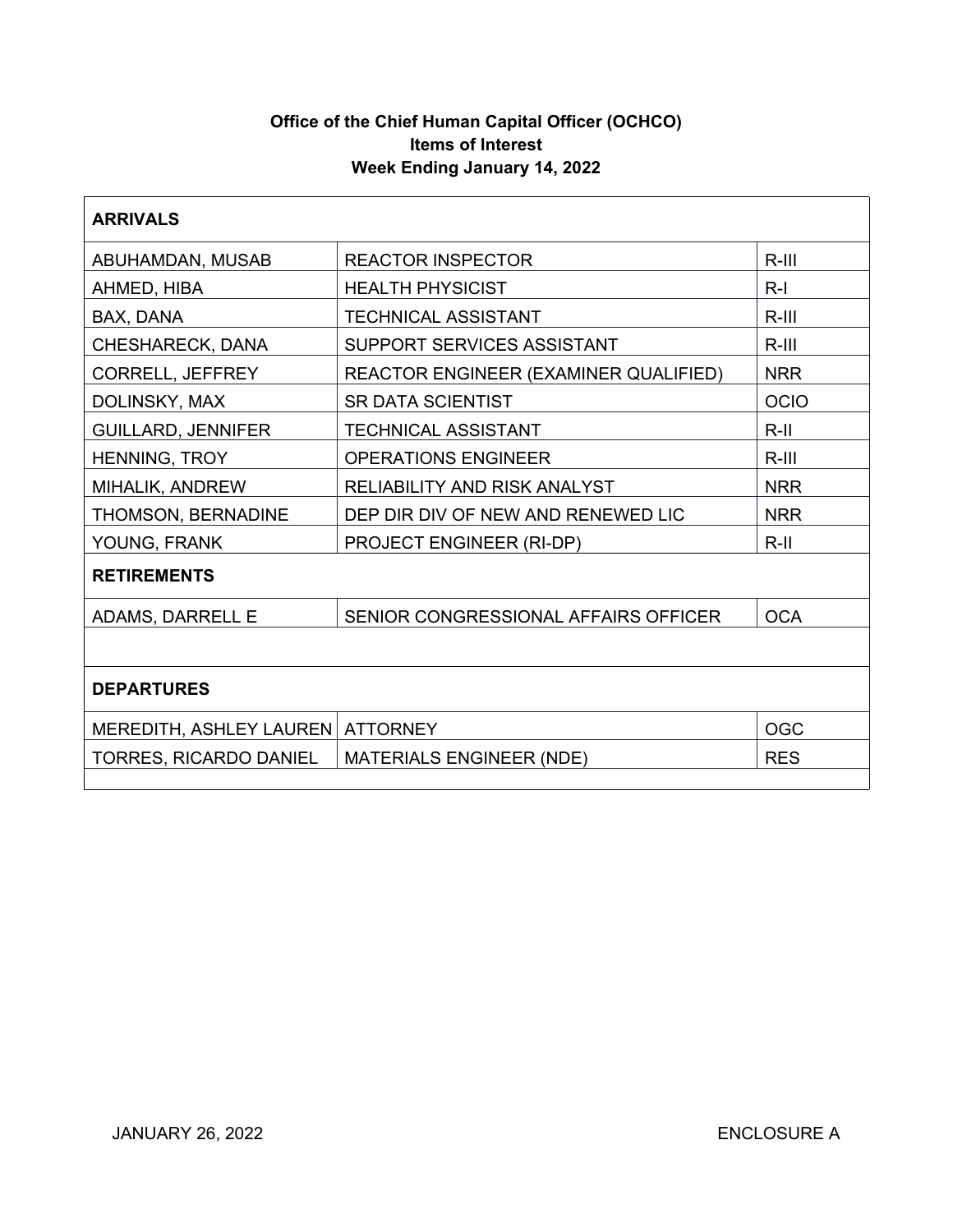**Office of the Chief Human Capital Officer (OCHCO)**
**Items of Interest**
**Week Ending January 14, 2022**

| **ARRIVALS** | | |
|---|---|---|
| ABUHAMDAN, MUSAB | REACTOR INSPECTOR | R-III |
| AHMED, HIBA | HEALTH PHYSICIST | R-I |
| BAX, DANA | TECHNICAL ASSISTANT | R-III |
| CHESHARECK, DANA | SUPPORT SERVICES ASSISTANT | R-III |
| CORRELL, JEFFREY | REACTOR ENGINEER (EXAMINER QUALIFIED) | NRR |
| DOLINSKY, MAX | SR DATA SCIENTIST | OCIO |
| GUILLARD, JENNIFER | TECHNICAL ASSISTANT | R-II |
| HENNING, TROY | OPERATIONS ENGINEER | R-III |
| MIHALIK, ANDREW | RELIABILITY AND RISK ANALYST | NRR |
| THOMSON, BERNADINE | DEP DIR DIV OF NEW AND RENEWED LIC | NRR |
| YOUNG, FRANK | PROJECT ENGINEER (RI-DP) | R-II |
| **RETIREMENTS** | | |
| ADAMS, DARRELL E | SENIOR CONGRESSIONAL AFFAIRS OFFICER | OCA |
| | | |
| **DEPARTURES** | | |
| MEREDITH, ASHLEY LAUREN | ATTORNEY | OGC |
| TORRES, RICARDO DANIEL | MATERIALS ENGINEER (NDE) | RES |
| | | |

JANUARY 26, 2022 ENCLOSURE A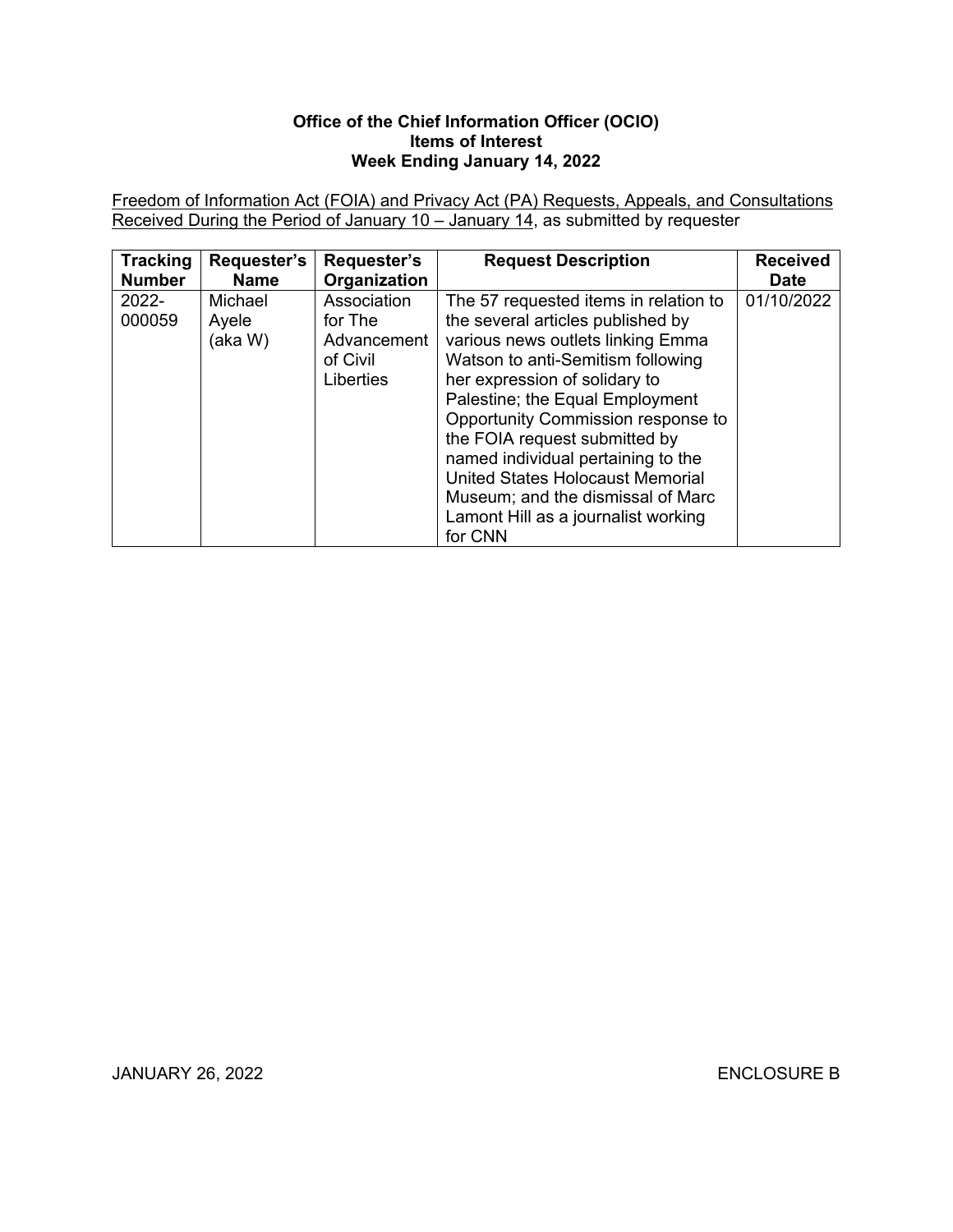**Office of the Chief Information Officer (OCIO)**
**Items of Interest**
**Week Ending January 14, 2022**

Freedom of Information Act (FOIA) and Privacy Act (PA) Requests, Appeals, and Consultations Received During the Period of January 10 – January 14, as submitted by requester

| Tracking Number | Requester's Name | Requester's Organization | Request Description | Received Date |
|---|---|---|---|---|
| 2022-000059 | Michael Ayele (aka W) | Association for The Advancement of Civil Liberties | The 57 requested items in relation to the several articles published by various news outlets linking Emma Watson to anti-Semitism following her expression of solidary to Palestine; the Equal Employment Opportunity Commission response to the FOIA request submitted by named individual pertaining to the United States Holocaust Memorial Museum; and the dismissal of Marc Lamont Hill as a journalist working for CNN | 01/10/2022 |

JANUARY 26, 2022 ENCLOSURE B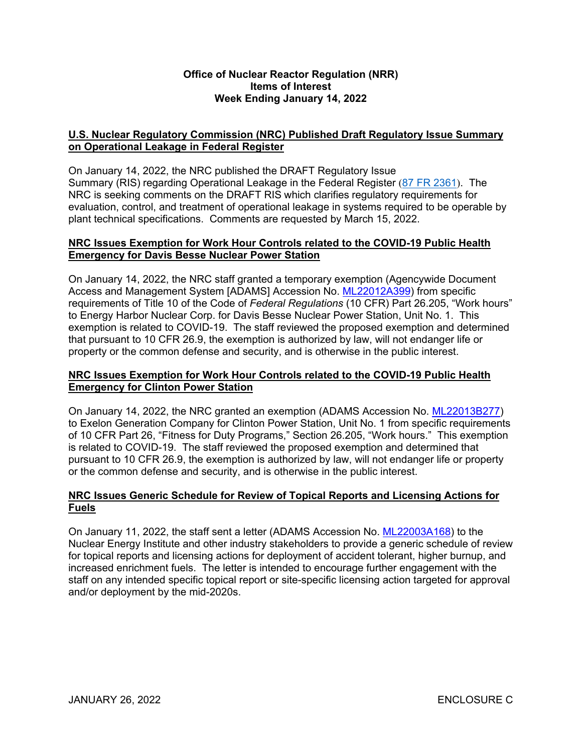# Office of Nuclear Reactor Regulation (NRR)
# Items of Interest
# Week Ending January 14, 2022

## U.S. Nuclear Regulatory Commission (NRC) Published Draft Regulatory Issue Summary on Operational Leakage in Federal Register

On January 14, 2022, the NRC published the DRAFT Regulatory Issue Summary (RIS) regarding Operational Leakage in the Federal Register (87 FR 2361). The NRC is seeking comments on the DRAFT RIS which clarifies regulatory requirements for evaluation, control, and treatment of operational leakage in systems required to be operable by plant technical specifications. Comments are requested by March 15, 2022.

## NRC Issues Exemption for Work Hour Controls related to the COVID-19 Public Health Emergency for Davis Besse Nuclear Power Station

On January 14, 2022, the NRC staff granted a temporary exemption (Agencywide Document Access and Management System [ADAMS] Accession No. ML22012A399) from specific requirements of Title 10 of the Code of *Federal Regulations* (10 CFR) Part 26.205, "Work hours" to Energy Harbor Nuclear Corp. for Davis Besse Nuclear Power Station, Unit No. 1. This exemption is related to COVID-19. The staff reviewed the proposed exemption and determined that pursuant to 10 CFR 26.9, the exemption is authorized by law, will not endanger life or property or the common defense and security, and is otherwise in the public interest.

## NRC Issues Exemption for Work Hour Controls related to the COVID-19 Public Health Emergency for Clinton Power Station

On January 14, 2022, the NRC granted an exemption (ADAMS Accession No. ML22013B277) to Exelon Generation Company for Clinton Power Station, Unit No. 1 from specific requirements of 10 CFR Part 26, "Fitness for Duty Programs," Section 26.205, "Work hours." This exemption is related to COVID-19. The staff reviewed the proposed exemption and determined that pursuant to 10 CFR 26.9, the exemption is authorized by law, will not endanger life or property or the common defense and security, and is otherwise in the public interest.

## NRC Issues Generic Schedule for Review of Topical Reports and Licensing Actions for Fuels

On January 11, 2022, the staff sent a letter (ADAMS Accession No. ML22003A168) to the Nuclear Energy Institute and other industry stakeholders to provide a generic schedule of review for topical reports and licensing actions for deployment of accident tolerant, higher burnup, and increased enrichment fuels. The letter is intended to encourage further engagement with the staff on any intended specific topical report or site-specific licensing action targeted for approval and/or deployment by the mid-2020s.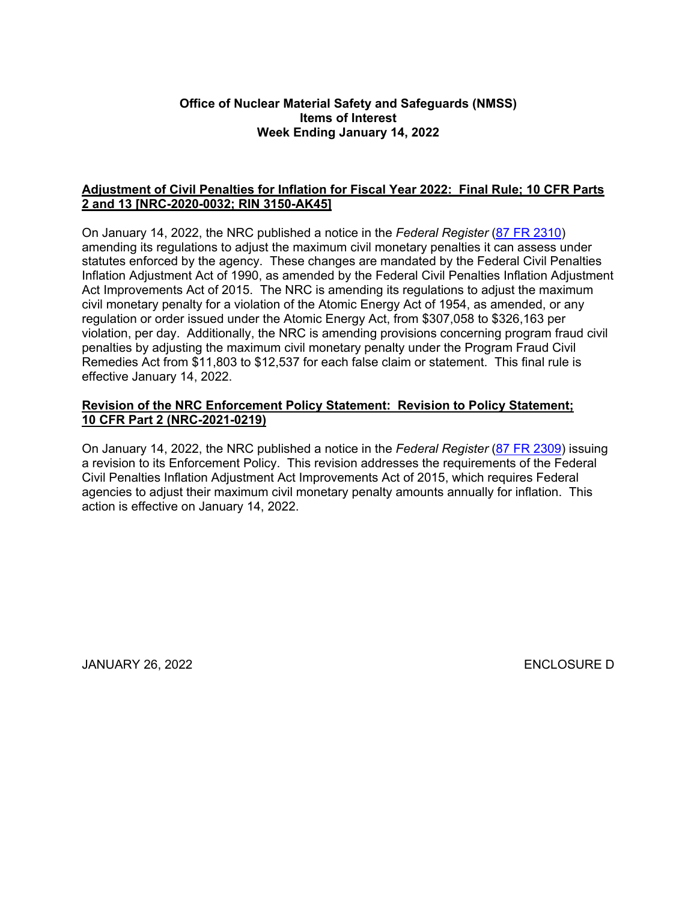**Office of Nuclear Material Safety and Safeguards (NMSS)**
**Items of Interest**
**Week Ending January 14, 2022**

**Adjustment of Civil Penalties for Inflation for Fiscal Year 2022: Final Rule; 10 CFR Parts 2 and 13 [NRC-2020-0032; RIN 3150-AK45]**

On January 14, 2022, the NRC published a notice in the *Federal Register* (87 FR 2310) amending its regulations to adjust the maximum civil monetary penalties it can assess under statutes enforced by the agency. These changes are mandated by the Federal Civil Penalties Inflation Adjustment Act of 1990, as amended by the Federal Civil Penalties Inflation Adjustment Act Improvements Act of 2015. The NRC is amending its regulations to adjust the maximum civil monetary penalty for a violation of the Atomic Energy Act of 1954, as amended, or any regulation or order issued under the Atomic Energy Act, from $307,058 to $326,163 per violation, per day. Additionally, the NRC is amending provisions concerning program fraud civil penalties by adjusting the maximum civil monetary penalty under the Program Fraud Civil Remedies Act from $11,803 to $12,537 for each false claim or statement. This final rule is effective January 14, 2022.

**Revision of the NRC Enforcement Policy Statement: Revision to Policy Statement; 10 CFR Part 2 (NRC-2021-0219)**

On January 14, 2022, the NRC published a notice in the *Federal Register* (87 FR 2309) issuing a revision to its Enforcement Policy. This revision addresses the requirements of the Federal Civil Penalties Inflation Adjustment Act Improvements Act of 2015, which requires Federal agencies to adjust their maximum civil monetary penalty amounts annually for inflation. This action is effective on January 14, 2022.

JANUARY 26, 2022 ENCLOSURE D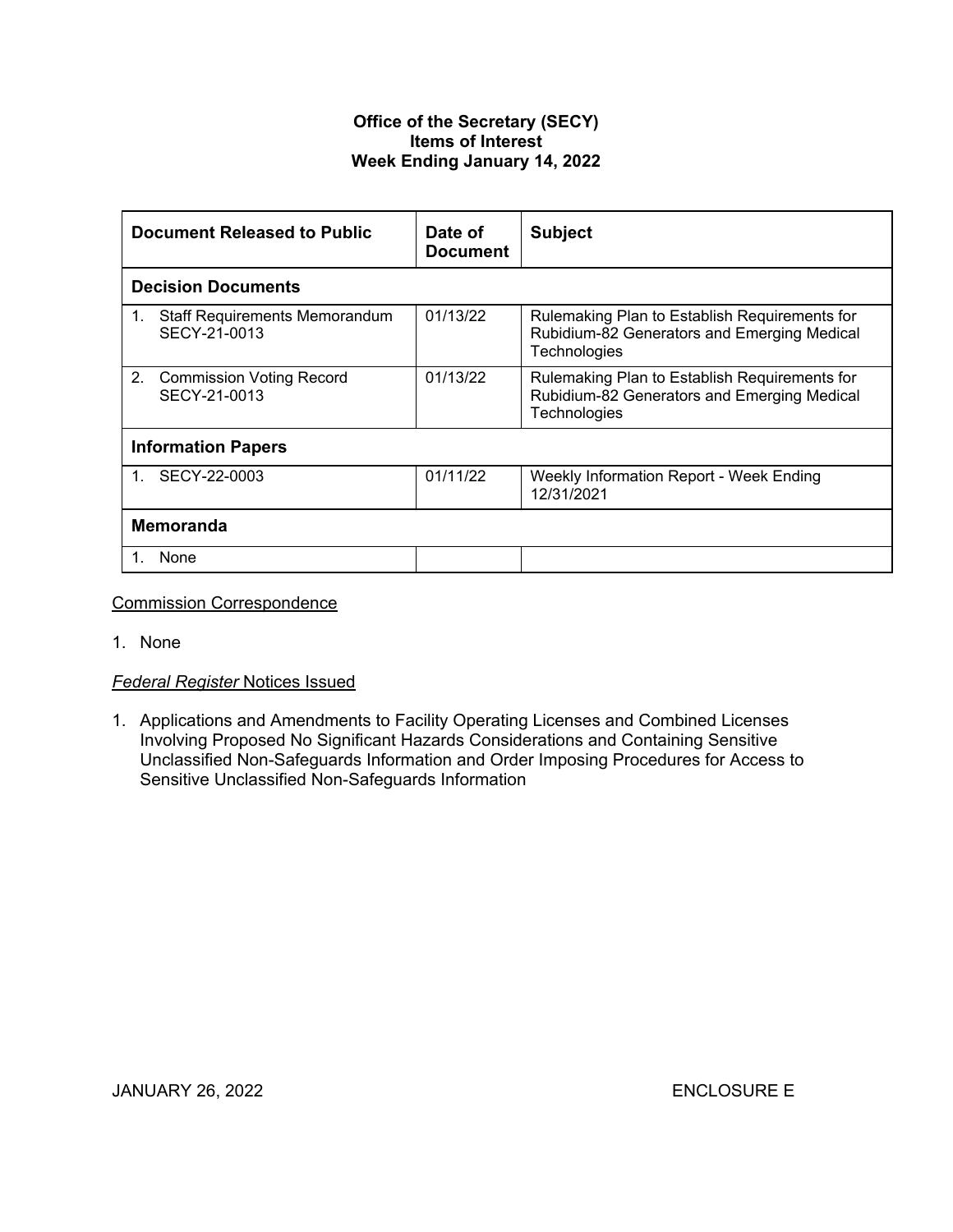**Office of the Secretary (SECY)**
**Items of Interest**
**Week Ending January 14, 2022**

| Document Released to Public | Date of Document | Subject |
|---|---|---|
| **Decision Documents** | | |
| 1. Staff Requirements Memorandum SECY-21-0013 | 01/13/22 | Rulemaking Plan to Establish Requirements for Rubidium-82 Generators and Emerging Medical Technologies |
| 2. Commission Voting Record SECY-21-0013 | 01/13/22 | Rulemaking Plan to Establish Requirements for Rubidium-82 Generators and Emerging Medical Technologies |
| **Information Papers** | | |
| 1. SECY-22-0003 | 01/11/22 | Weekly Information Report - Week Ending 12/31/2021 |
| **Memoranda** | | |
| 1. None | | |

Commission Correspondence

1. None

*Federal Register* Notices Issued

1. Applications and Amendments to Facility Operating Licenses and Combined Licenses Involving Proposed No Significant Hazards Considerations and Containing Sensitive Unclassified Non-Safeguards Information and Order Imposing Procedures for Access to Sensitive Unclassified Non-Safeguards Information

JANUARY 26, 2022 ENCLOSURE E